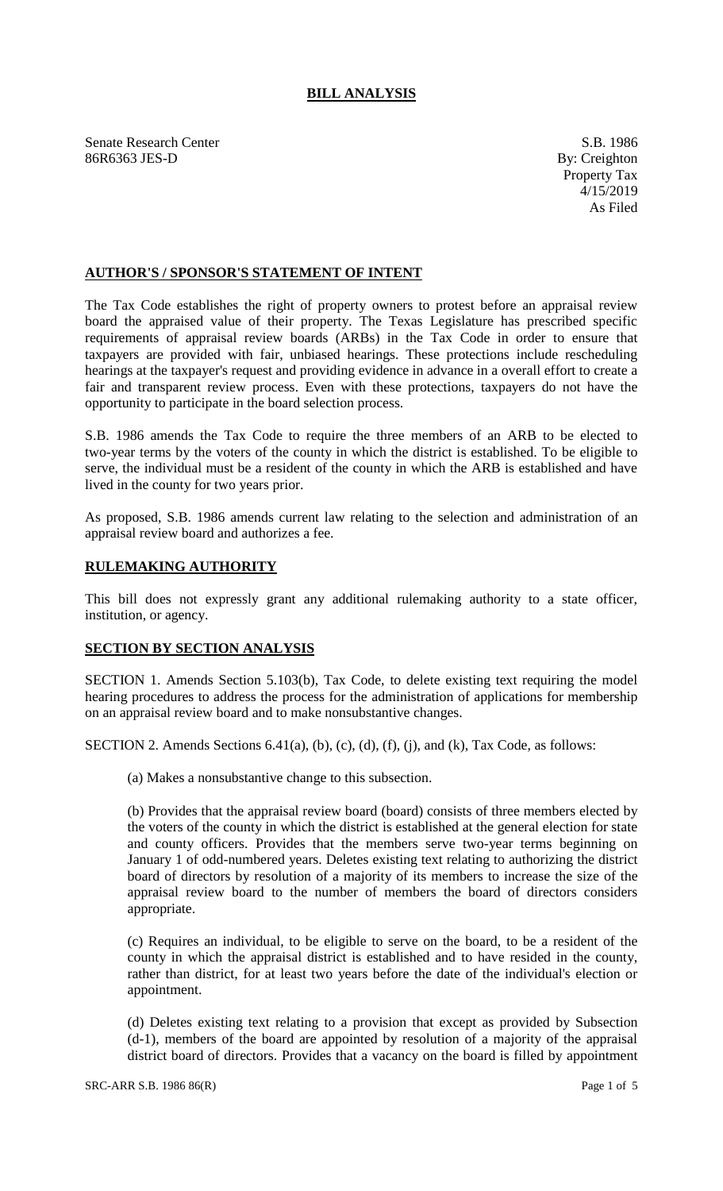# BILL ANALYSIS

Senate Research Center
86R6363 JES-D

S.B. 1986
By: Creighton
Property Tax
4/15/2019
As Filed

## AUTHOR'S / SPONSOR'S STATEMENT OF INTENT

The Tax Code establishes the right of property owners to protest before an appraisal review board the appraised value of their property. The Texas Legislature has prescribed specific requirements of appraisal review boards (ARBs) in the Tax Code in order to ensure that taxpayers are provided with fair, unbiased hearings. These protections include rescheduling hearings at the taxpayer's request and providing evidence in advance in a overall effort to create a fair and transparent review process. Even with these protections, taxpayers do not have the opportunity to participate in the board selection process.

S.B. 1986 amends the Tax Code to require the three members of an ARB to be elected to two-year terms by the voters of the county in which the district is established. To be eligible to serve, the individual must be a resident of the county in which the ARB is established and have lived in the county for two years prior.

As proposed, S.B. 1986 amends current law relating to the selection and administration of an appraisal review board and authorizes a fee.

## RULEMAKING AUTHORITY

This bill does not expressly grant any additional rulemaking authority to a state officer, institution, or agency.

## SECTION BY SECTION ANALYSIS

SECTION 1. Amends Section 5.103(b), Tax Code, to delete existing text requiring the model hearing procedures to address the process for the administration of applications for membership on an appraisal review board and to make nonsubstantive changes.

SECTION 2. Amends Sections 6.41(a), (b), (c), (d), (f), (j), and (k), Tax Code, as follows:

(a) Makes a nonsubstantive change to this subsection.

(b) Provides that the appraisal review board (board) consists of three members elected by the voters of the county in which the district is established at the general election for state and county officers. Provides that the members serve two-year terms beginning on January 1 of odd-numbered years. Deletes existing text relating to authorizing the district board of directors by resolution of a majority of its members to increase the size of the appraisal review board to the number of members the board of directors considers appropriate.

(c) Requires an individual, to be eligible to serve on the board, to be a resident of the county in which the appraisal district is established and to have resided in the county, rather than district, for at least two years before the date of the individual's election or appointment.

(d) Deletes existing text relating to a provision that except as provided by Subsection (d-1), members of the board are appointed by resolution of a majority of the appraisal district board of directors. Provides that a vacancy on the board is filled by appointment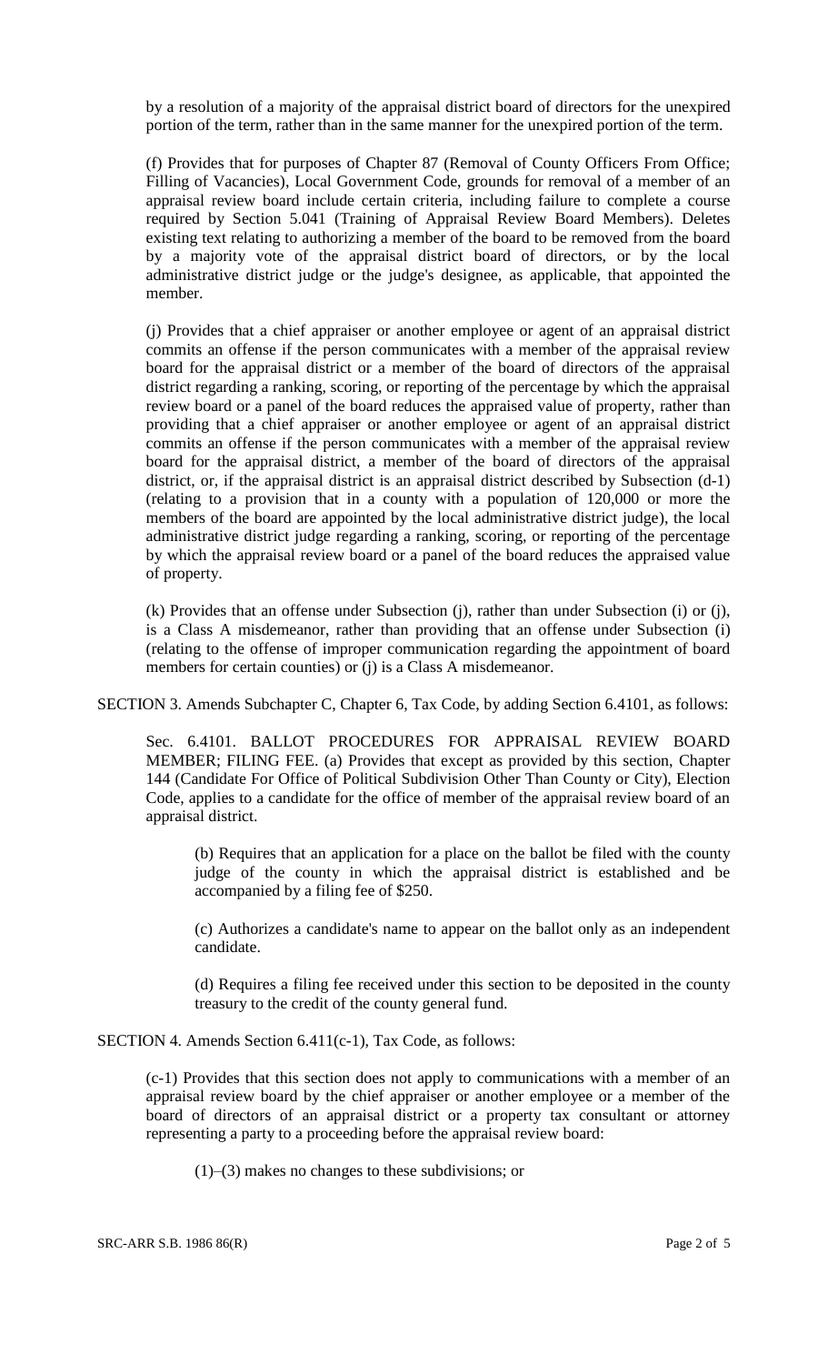by a resolution of a majority of the appraisal district board of directors for the unexpired portion of the term, rather than in the same manner for the unexpired portion of the term.

(f) Provides that for purposes of Chapter 87 (Removal of County Officers From Office; Filling of Vacancies), Local Government Code, grounds for removal of a member of an appraisal review board include certain criteria, including failure to complete a course required by Section 5.041 (Training of Appraisal Review Board Members). Deletes existing text relating to authorizing a member of the board to be removed from the board by a majority vote of the appraisal district board of directors, or by the local administrative district judge or the judge's designee, as applicable, that appointed the member.

(j) Provides that a chief appraiser or another employee or agent of an appraisal district commits an offense if the person communicates with a member of the appraisal review board for the appraisal district or a member of the board of directors of the appraisal district regarding a ranking, scoring, or reporting of the percentage by which the appraisal review board or a panel of the board reduces the appraised value of property, rather than providing that a chief appraiser or another employee or agent of an appraisal district commits an offense if the person communicates with a member of the appraisal review board for the appraisal district, a member of the board of directors of the appraisal district, or, if the appraisal district is an appraisal district described by Subsection (d-1) (relating to a provision that in a county with a population of 120,000 or more the members of the board are appointed by the local administrative district judge), the local administrative district judge regarding a ranking, scoring, or reporting of the percentage by which the appraisal review board or a panel of the board reduces the appraised value of property.

(k) Provides that an offense under Subsection (j), rather than under Subsection (i) or (j), is a Class A misdemeanor, rather than providing that an offense under Subsection (i) (relating to the offense of improper communication regarding the appointment of board members for certain counties) or (j) is a Class A misdemeanor.

SECTION 3. Amends Subchapter C, Chapter 6, Tax Code, by adding Section 6.4101, as follows:

Sec. 6.4101. BALLOT PROCEDURES FOR APPRAISAL REVIEW BOARD MEMBER; FILING FEE. (a) Provides that except as provided by this section, Chapter 144 (Candidate For Office of Political Subdivision Other Than County or City), Election Code, applies to a candidate for the office of member of the appraisal review board of an appraisal district.

(b) Requires that an application for a place on the ballot be filed with the county judge of the county in which the appraisal district is established and be accompanied by a filing fee of $250.

(c) Authorizes a candidate's name to appear on the ballot only as an independent candidate.

(d) Requires a filing fee received under this section to be deposited in the county treasury to the credit of the county general fund.

SECTION 4. Amends Section 6.411(c-1), Tax Code, as follows:

(c-1) Provides that this section does not apply to communications with a member of an appraisal review board by the chief appraiser or another employee or a member of the board of directors of an appraisal district or a property tax consultant or attorney representing a party to a proceeding before the appraisal review board:

(1)–(3) makes no changes to these subdivisions; or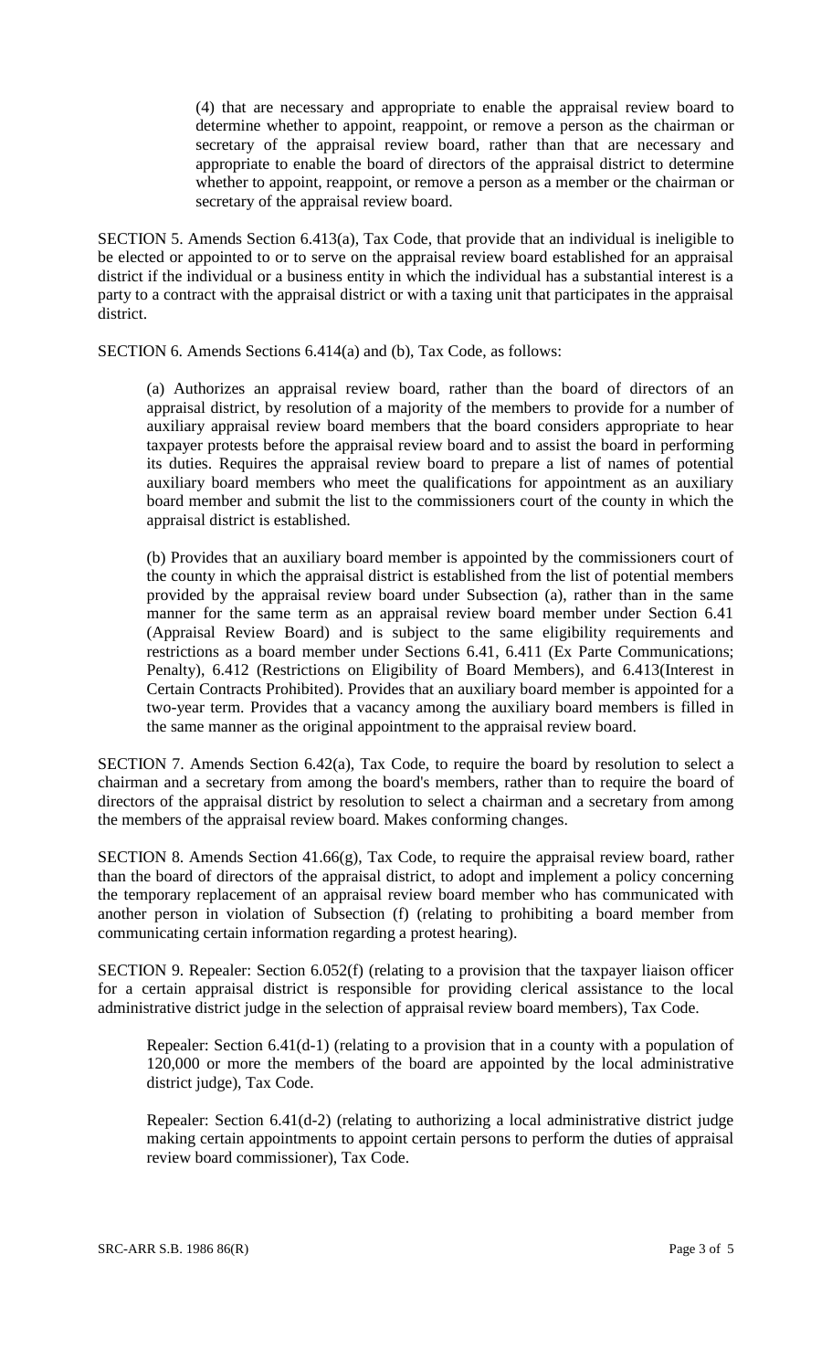(4) that are necessary and appropriate to enable the appraisal review board to determine whether to appoint, reappoint, or remove a person as the chairman or secretary of the appraisal review board, rather than that are necessary and appropriate to enable the board of directors of the appraisal district to determine whether to appoint, reappoint, or remove a person as a member or the chairman or secretary of the appraisal review board.

SECTION 5. Amends Section 6.413(a), Tax Code, that provide that an individual is ineligible to be elected or appointed to or to serve on the appraisal review board established for an appraisal district if the individual or a business entity in which the individual has a substantial interest is a party to a contract with the appraisal district or with a taxing unit that participates in the appraisal district.

SECTION 6. Amends Sections 6.414(a) and (b), Tax Code, as follows:

(a) Authorizes an appraisal review board, rather than the board of directors of an appraisal district, by resolution of a majority of the members to provide for a number of auxiliary appraisal review board members that the board considers appropriate to hear taxpayer protests before the appraisal review board and to assist the board in performing its duties. Requires the appraisal review board to prepare a list of names of potential auxiliary board members who meet the qualifications for appointment as an auxiliary board member and submit the list to the commissioners court of the county in which the appraisal district is established.

(b) Provides that an auxiliary board member is appointed by the commissioners court of the county in which the appraisal district is established from the list of potential members provided by the appraisal review board under Subsection (a), rather than in the same manner for the same term as an appraisal review board member under Section 6.41 (Appraisal Review Board) and is subject to the same eligibility requirements and restrictions as a board member under Sections 6.41, 6.411 (Ex Parte Communications; Penalty), 6.412 (Restrictions on Eligibility of Board Members), and 6.413(Interest in Certain Contracts Prohibited). Provides that an auxiliary board member is appointed for a two-year term. Provides that a vacancy among the auxiliary board members is filled in the same manner as the original appointment to the appraisal review board.

SECTION 7. Amends Section 6.42(a), Tax Code, to require the board by resolution to select a chairman and a secretary from among the board's members, rather than to require the board of directors of the appraisal district by resolution to select a chairman and a secretary from among the members of the appraisal review board. Makes conforming changes.

SECTION 8. Amends Section 41.66(g), Tax Code, to require the appraisal review board, rather than the board of directors of the appraisal district, to adopt and implement a policy concerning the temporary replacement of an appraisal review board member who has communicated with another person in violation of Subsection (f) (relating to prohibiting a board member from communicating certain information regarding a protest hearing).

SECTION 9. Repealer: Section 6.052(f) (relating to a provision that the taxpayer liaison officer for a certain appraisal district is responsible for providing clerical assistance to the local administrative district judge in the selection of appraisal review board members), Tax Code.

Repealer: Section 6.41(d-1) (relating to a provision that in a county with a population of 120,000 or more the members of the board are appointed by the local administrative district judge), Tax Code.

Repealer: Section 6.41(d-2) (relating to authorizing a local administrative district judge making certain appointments to appoint certain persons to perform the duties of appraisal review board commissioner), Tax Code.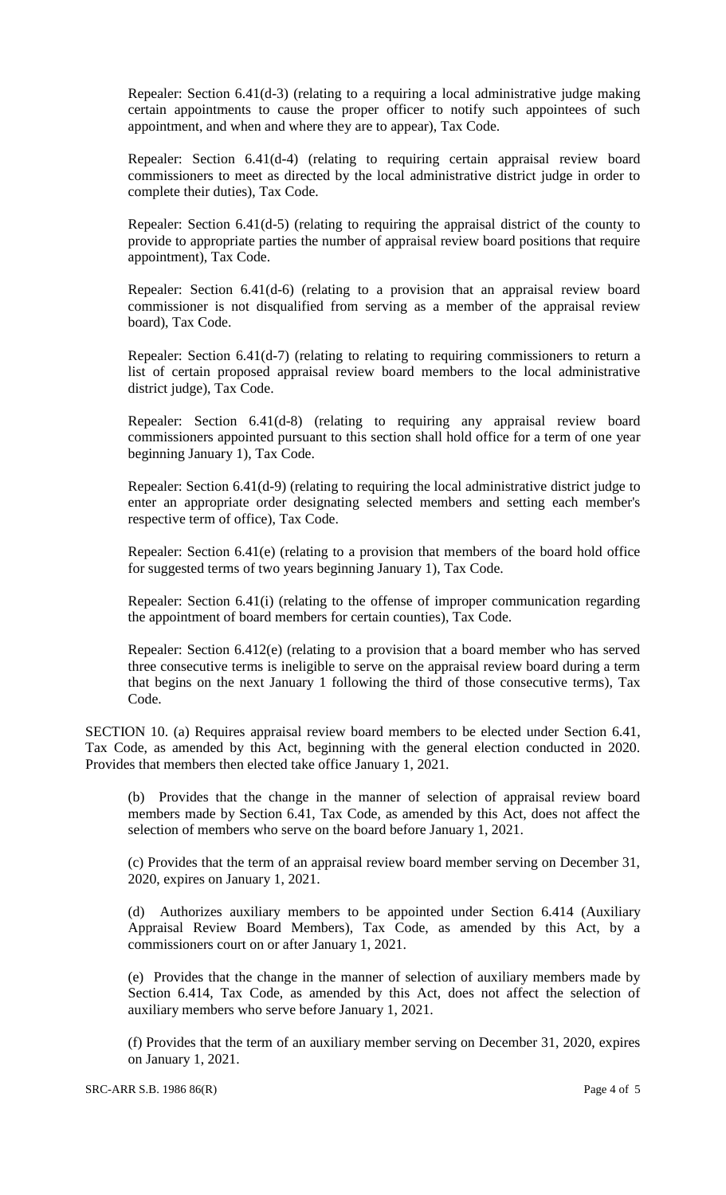Repealer: Section 6.41(d-3) (relating to a requiring a local administrative judge making certain appointments to cause the proper officer to notify such appointees of such appointment, and when and where they are to appear), Tax Code.

Repealer: Section 6.41(d-4) (relating to requiring certain appraisal review board commissioners to meet as directed by the local administrative district judge in order to complete their duties), Tax Code.

Repealer: Section 6.41(d-5) (relating to requiring the appraisal district of the county to provide to appropriate parties the number of appraisal review board positions that require appointment), Tax Code.

Repealer: Section 6.41(d-6) (relating to a provision that an appraisal review board commissioner is not disqualified from serving as a member of the appraisal review board), Tax Code.

Repealer: Section 6.41(d-7) (relating to relating to requiring commissioners to return a list of certain proposed appraisal review board members to the local administrative district judge), Tax Code.

Repealer: Section 6.41(d-8) (relating to requiring any appraisal review board commissioners appointed pursuant to this section shall hold office for a term of one year beginning January 1), Tax Code.

Repealer: Section 6.41(d-9) (relating to requiring the local administrative district judge to enter an appropriate order designating selected members and setting each member's respective term of office), Tax Code.

Repealer: Section 6.41(e) (relating to a provision that members of the board hold office for suggested terms of two years beginning January 1), Tax Code.

Repealer: Section 6.41(i) (relating to the offense of improper communication regarding the appointment of board members for certain counties), Tax Code.

Repealer: Section 6.412(e) (relating to a provision that a board member who has served three consecutive terms is ineligible to serve on the appraisal review board during a term that begins on the next January 1 following the third of those consecutive terms), Tax Code.

SECTION 10. (a) Requires appraisal review board members to be elected under Section 6.41, Tax Code, as amended by this Act, beginning with the general election conducted in 2020. Provides that members then elected take office January 1, 2021.

(b) Provides that the change in the manner of selection of appraisal review board members made by Section 6.41, Tax Code, as amended by this Act, does not affect the selection of members who serve on the board before January 1, 2021.

(c) Provides that the term of an appraisal review board member serving on December 31, 2020, expires on January 1, 2021.

(d) Authorizes auxiliary members to be appointed under Section 6.414 (Auxiliary Appraisal Review Board Members), Tax Code, as amended by this Act, by a commissioners court on or after January 1, 2021.

(e) Provides that the change in the manner of selection of auxiliary members made by Section 6.414, Tax Code, as amended by this Act, does not affect the selection of auxiliary members who serve before January 1, 2021.

(f) Provides that the term of an auxiliary member serving on December 31, 2020, expires on January 1, 2021.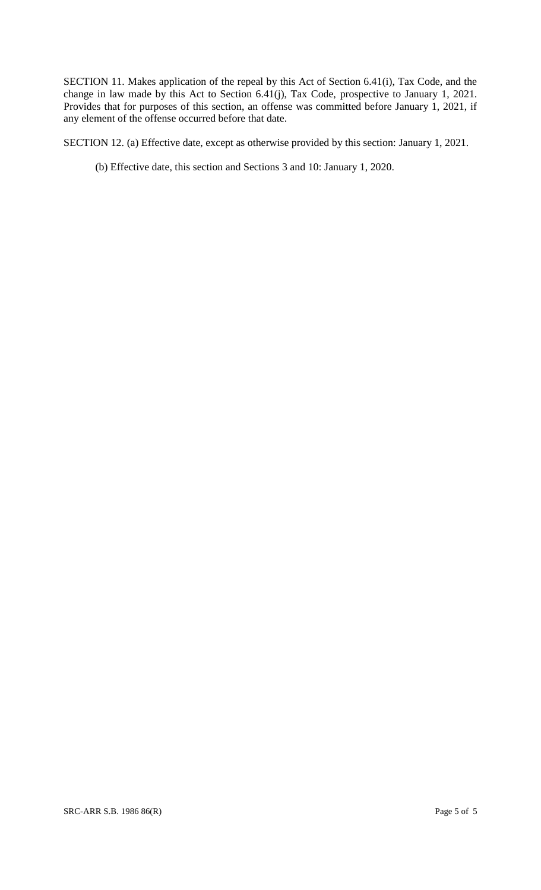SECTION 11. Makes application of the repeal by this Act of Section 6.41(i), Tax Code, and the change in law made by this Act to Section 6.41(j), Tax Code, prospective to January 1, 2021. Provides that for purposes of this section, an offense was committed before January 1, 2021, if any element of the offense occurred before that date.

SECTION 12. (a) Effective date, except as otherwise provided by this section: January 1, 2021.

(b) Effective date, this section and Sections 3 and 10: January 1, 2020.